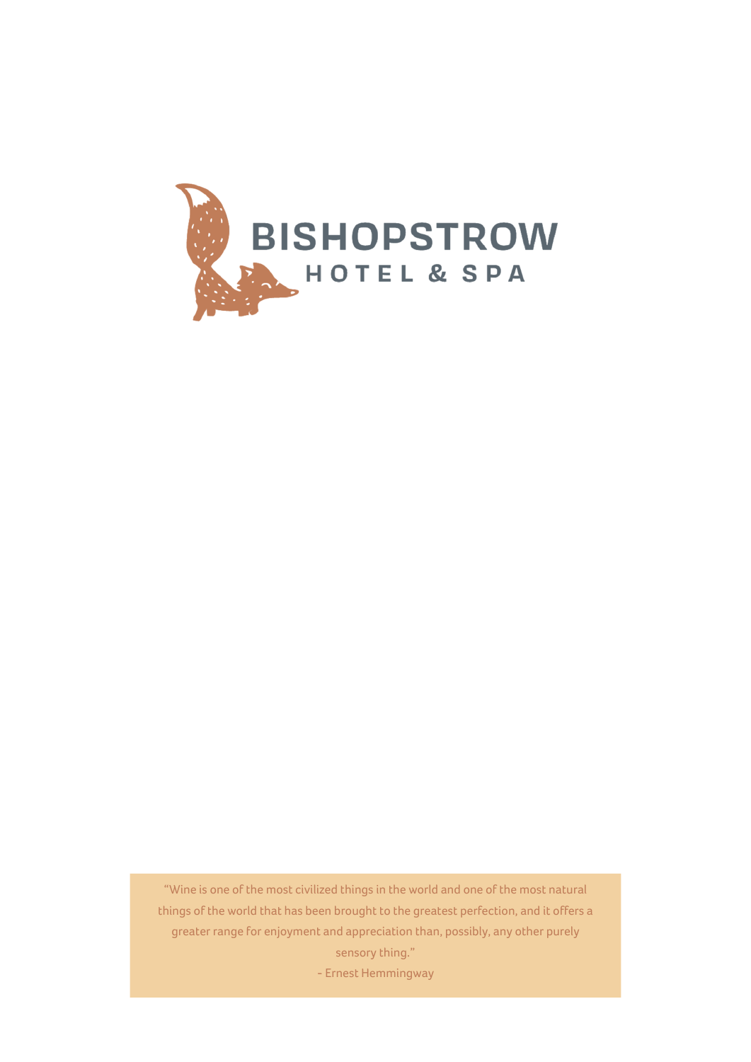# BISHOPSTROW

## HOTEL & SPA

"Wine is one of the most civilized things in the world and one of the most natural things of the world that has been brought to the greatest perfection, and it offers a greater range for enjoyment and appreciation than, possibly, any other purely sensory thing."

- Ernest Hemmingway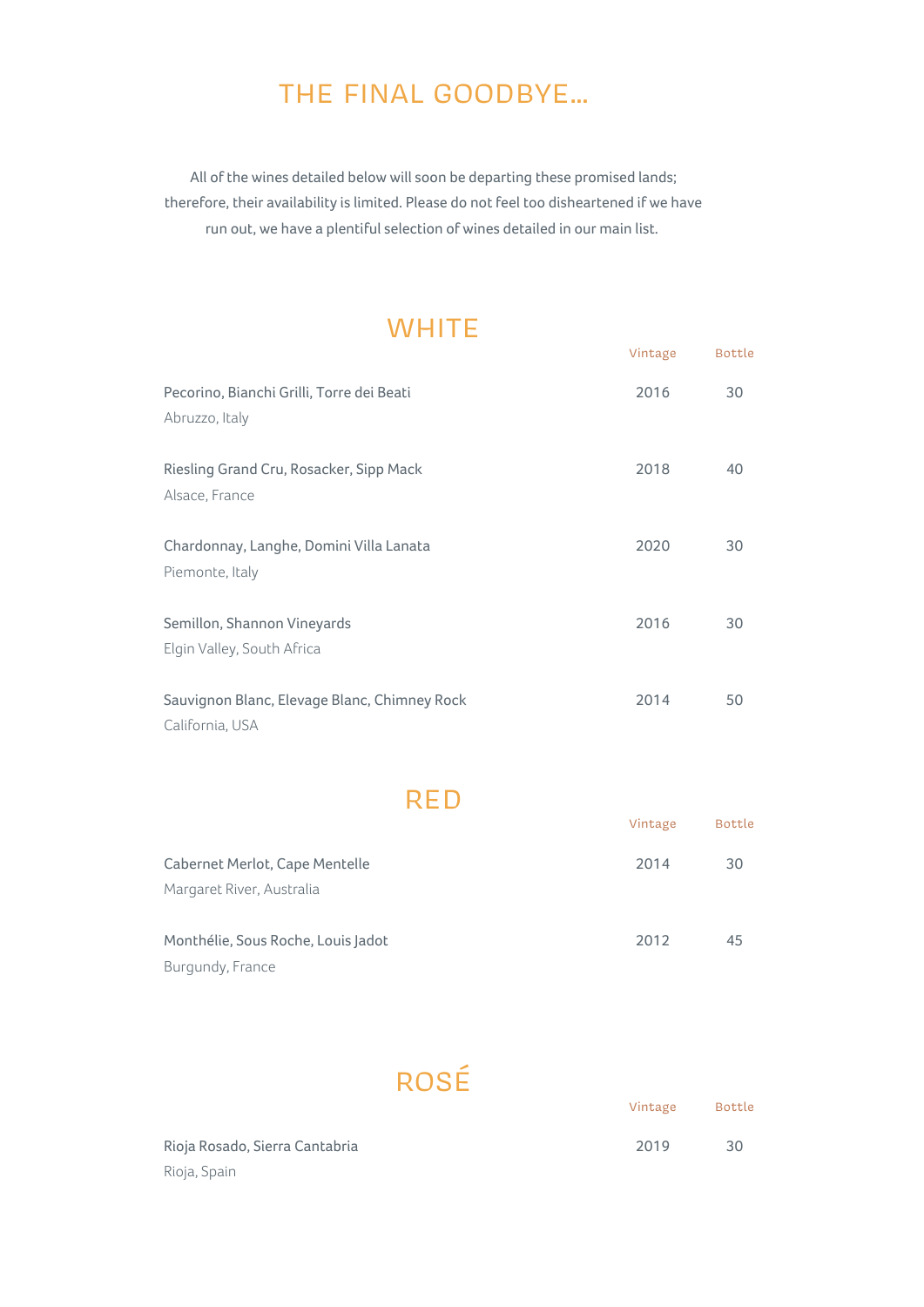# THE FINAL GOODBYE…

All of the wines detailed below will soon be departing these promised lands; therefore, their availability is limited. Please do not feel too disheartened if we have run out, we have a plentiful selection of wines detailed in our main list.

## WHITE

| | Vintage | Bottle |
|---|---|---|
| Pecorino, Bianchi Grilli, Torre dei Beati<br>Abruzzo, Italy | 2016 | 30 |
| Riesling Grand Cru, Rosacker, Sipp Mack<br>Alsace, France | 2018 | 40 |
| Chardonnay, Langhe, Domini Villa Lanata<br>Piemonte, Italy | 2020 | 30 |
| Semillon, Shannon Vineyards<br>Elgin Valley, South Africa | 2016 | 30 |
| Sauvignon Blanc, Elevage Blanc, Chimney Rock<br>California, USA | 2014 | 50 |

## RED

| | Vintage | Bottle |
|---|---|---|
| Cabernet Merlot, Cape Mentelle<br>Margaret River, Australia | 2014 | 30 |
| Monthélie, Sous Roche, Louis Jadot<br>Burgundy, France | 2012 | 45 |

## ROSÉ

| | Vintage | Bottle |
|---|---|---|
| Rioja Rosado, Sierra Cantabria<br>Rioja, Spain | 2019 | 30 |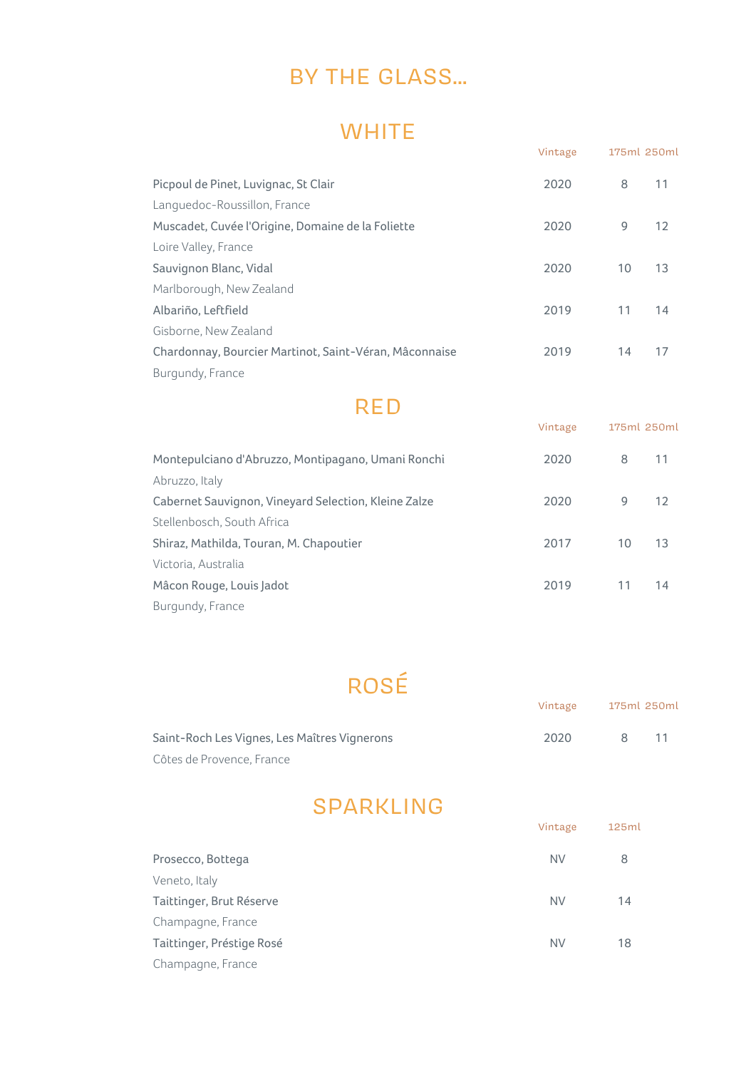# BY THE GLASS...

## WHITE

| | Vintage | 175ml | 250ml |
|---|---|---|---|
| Picpoul de Pinet, Luvignac, St Clair<br>Languedoc-Roussillon, France | 2020 | 8 | 11 |
| Muscadet, Cuvée l'Origine, Domaine de la Foliette<br>Loire Valley, France | 2020 | 9 | 12 |
| Sauvignon Blanc, Vidal<br>Marlborough, New Zealand | 2020 | 10 | 13 |
| Albariño, Leftfield<br>Gisborne, New Zealand | 2019 | 11 | 14 |
| Chardonnay, Bourcier Martinot, Saint-Véran, Mâconnaise<br>Burgundy, France | 2019 | 14 | 17 |

## RED

| | Vintage | 175ml | 250ml |
|---|---|---|---|
| Montepulciano d'Abruzzo, Montipagano, Umani Ronchi<br>Abruzzo, Italy | 2020 | 8 | 11 |
| Cabernet Sauvignon, Vineyard Selection, Kleine Zalze<br>Stellenbosch, South Africa | 2020 | 9 | 12 |
| Shiraz, Mathilda, Touran, M. Chapoutier<br>Victoria, Australia | 2017 | 10 | 13 |
| Mâcon Rouge, Louis Jadot<br>Burgundy, France | 2019 | 11 | 14 |

## ROSÉ

| | Vintage | 175ml | 250ml |
|---|---|---|---|
| Saint-Roch Les Vignes, Les Maîtres Vignerons<br>Côtes de Provence, France | 2020 | 8 | 11 |

## SPARKLING

| | Vintage | 125ml |
|---|---|---|
| Prosecco, Bottega<br>Veneto, Italy | NV | 8 |
| Taittinger, Brut Réserve<br>Champagne, France | NV | 14 |
| Taittinger, Préstige Rosé<br>Champagne, France | NV | 18 |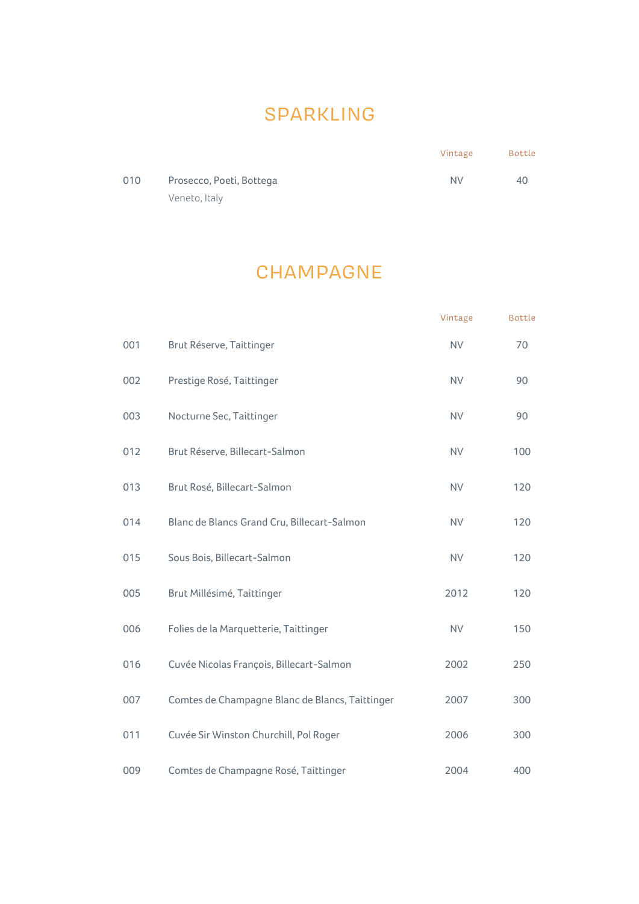# SPARKLING

| | | Vintage | Bottle |
|---|---|---|---|
| 010 | Prosecco, Poeti, Bottega<br>Veneto, Italy | NV | 40 |

# CHAMPAGNE

| | | Vintage | Bottle |
|---|---|---|---|
| 001 | Brut Réserve, Taittinger | NV | 70 |
| 002 | Prestige Rosé, Taittinger | NV | 90 |
| 003 | Nocturne Sec, Taittinger | NV | 90 |
| 012 | Brut Réserve, Billecart-Salmon | NV | 100 |
| 013 | Brut Rosé, Billecart-Salmon | NV | 120 |
| 014 | Blanc de Blancs Grand Cru, Billecart-Salmon | NV | 120 |
| 015 | Sous Bois, Billecart-Salmon | NV | 120 |
| 005 | Brut Millésimé, Taittinger | 2012 | 120 |
| 006 | Folies de la Marquetterie, Taittinger | NV | 150 |
| 016 | Cuvée Nicolas François, Billecart-Salmon | 2002 | 250 |
| 007 | Comtes de Champagne Blanc de Blancs, Taittinger | 2007 | 300 |
| 011 | Cuvée Sir Winston Churchill, Pol Roger | 2006 | 300 |
| 009 | Comtes de Champagne Rosé, Taittinger | 2004 | 400 |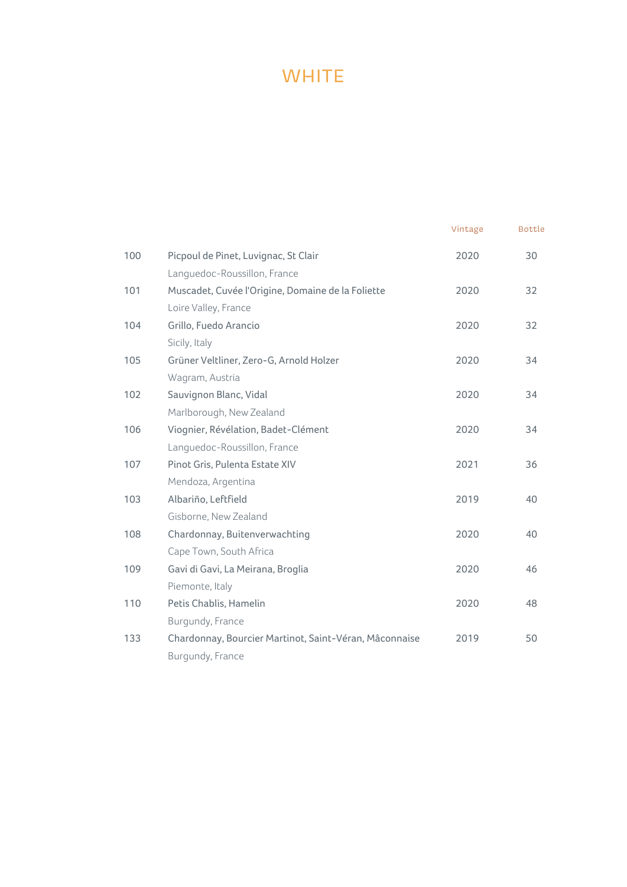# WHITE

| | | Vintage | Bottle |
|---|---|---|---|
| 100 | Picpoul de Pinet, Luvignac, St Clair<br>Languedoc-Roussillon, France | 2020 | 30 |
| 101 | Muscadet, Cuvée l'Origine, Domaine de la Foliette<br>Loire Valley, France | 2020 | 32 |
| 104 | Grillo, Fuedo Arancio<br>Sicily, Italy | 2020 | 32 |
| 105 | Grüner Veltliner, Zero-G, Arnold Holzer<br>Wagram, Austria | 2020 | 34 |
| 102 | Sauvignon Blanc, Vidal<br>Marlborough, New Zealand | 2020 | 34 |
| 106 | Viognier, Révélation, Badet-Clément<br>Languedoc-Roussillon, France | 2020 | 34 |
| 107 | Pinot Gris, Pulenta Estate XIV<br>Mendoza, Argentina | 2021 | 36 |
| 103 | Albariño, Leftfield<br>Gisborne, New Zealand | 2019 | 40 |
| 108 | Chardonnay, Buitenverwachting<br>Cape Town, South Africa | 2020 | 40 |
| 109 | Gavi di Gavi, La Meirana, Broglia<br>Piemonte, Italy | 2020 | 46 |
| 110 | Petis Chablis, Hamelin<br>Burgundy, France | 2020 | 48 |
| 133 | Chardonnay, Bourcier Martinot, Saint-Véran, Mâconnaise<br>Burgundy, France | 2019 | 50 |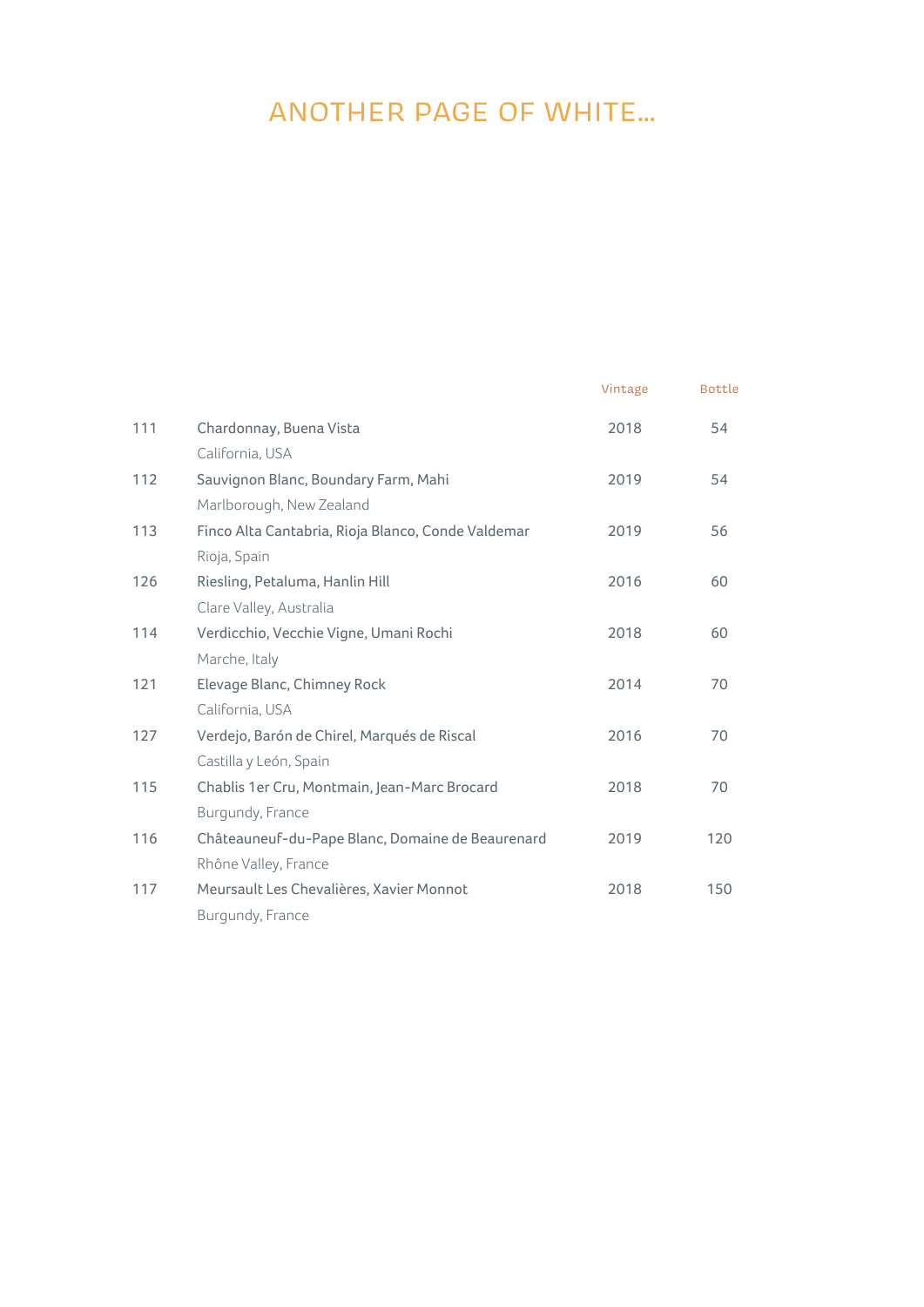# ANOTHER PAGE OF WHITE...

| | | Vintage | Bottle |
|---|---|---|---|
| 111 | Chardonnay, Buena Vista<br>California, USA | 2018 | 54 |
| 112 | Sauvignon Blanc, Boundary Farm, Mahi<br>Marlborough, New Zealand | 2019 | 54 |
| 113 | Finco Alta Cantabria, Rioja Blanco, Conde Valdemar<br>Rioja, Spain | 2019 | 56 |
| 126 | Riesling, Petaluma, Hanlin Hill<br>Clare Valley, Australia | 2016 | 60 |
| 114 | Verdicchio, Vecchie Vigne, Umani Rochi<br>Marche, Italy | 2018 | 60 |
| 121 | Elevage Blanc, Chimney Rock<br>California, USA | 2014 | 70 |
| 127 | Verdejo, Barón de Chirel, Marqués de Riscal<br>Castilla y León, Spain | 2016 | 70 |
| 115 | Chablis 1er Cru, Montmain, Jean-Marc Brocard<br>Burgundy, France | 2018 | 70 |
| 116 | Châteauneuf-du-Pape Blanc, Domaine de Beaurenard<br>Rhône Valley, France | 2019 | 120 |
| 117 | Meursault Les Chevalières, Xavier Monnot<br>Burgundy, France | 2018 | 150 |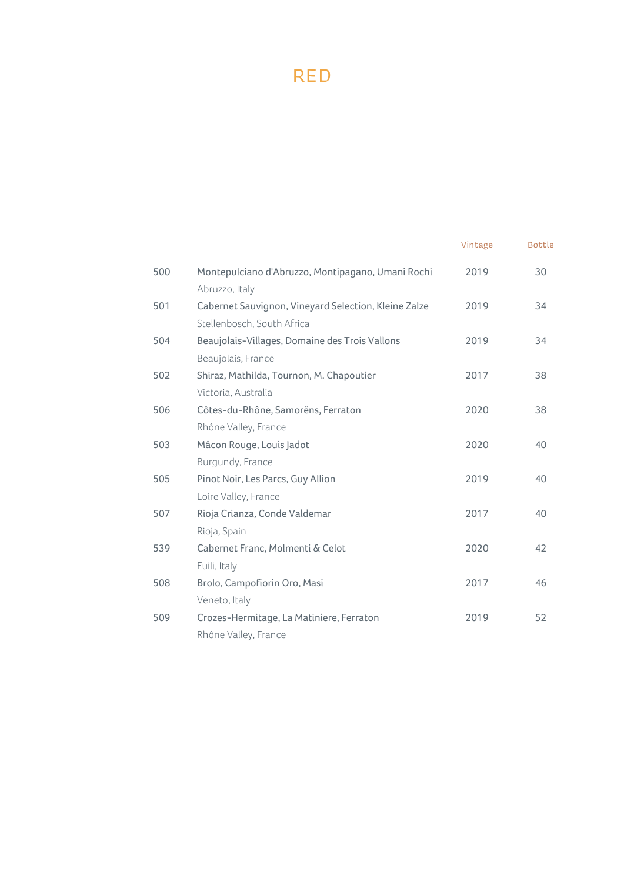# RED

| | | Vintage | Bottle |
|---|---|---|---|
| 500 | Montepulciano d'Abruzzo, Montipagano, Umani Rochi<br>Abruzzo, Italy | 2019 | 30 |
| 501 | Cabernet Sauvignon, Vineyard Selection, Kleine Zalze<br>Stellenbosch, South Africa | 2019 | 34 |
| 504 | Beaujolais-Villages, Domaine des Trois Vallons<br>Beaujolais, France | 2019 | 34 |
| 502 | Shiraz, Mathilda, Tournon, M. Chapoutier<br>Victoria, Australia | 2017 | 38 |
| 506 | Côtes-du-Rhône, Samorëns, Ferraton<br>Rhône Valley, France | 2020 | 38 |
| 503 | Mâcon Rouge, Louis Jadot<br>Burgundy, France | 2020 | 40 |
| 505 | Pinot Noir, Les Parcs, Guy Allion<br>Loire Valley, France | 2019 | 40 |
| 507 | Rioja Crianza, Conde Valdemar<br>Rioja, Spain | 2017 | 40 |
| 539 | Cabernet Franc, Molmenti & Celot<br>Fuili, Italy | 2020 | 42 |
| 508 | Brolo, Campofiorin Oro, Masi<br>Veneto, Italy | 2017 | 46 |
| 509 | Crozes-Hermitage, La Matiniere, Ferraton<br>Rhône Valley, France | 2019 | 52 |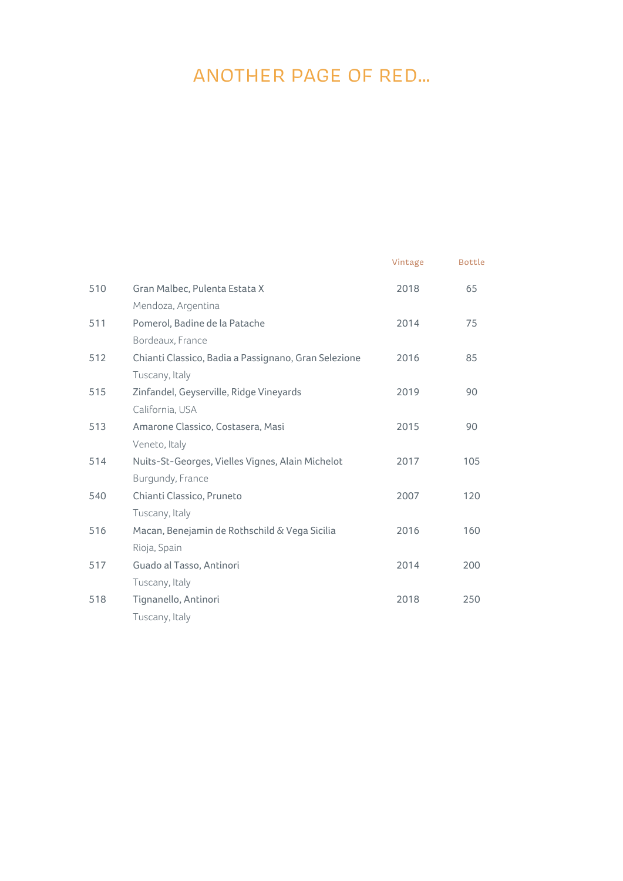# ANOTHER PAGE OF RED...

| | | Vintage | Bottle |
|---|---|---|---|
| 510 | Gran Malbec, Pulenta Estata X<br>Mendoza, Argentina | 2018 | 65 |
| 511 | Pomerol, Badine de la Patache<br>Bordeaux, France | 2014 | 75 |
| 512 | Chianti Classico, Badia a Passignano, Gran Selezione<br>Tuscany, Italy | 2016 | 85 |
| 515 | Zinfandel, Geyserville, Ridge Vineyards<br>California, USA | 2019 | 90 |
| 513 | Amarone Classico, Costasera, Masi<br>Veneto, Italy | 2015 | 90 |
| 514 | Nuits-St-Georges, Vielles Vignes, Alain Michelot<br>Burgundy, France | 2017 | 105 |
| 540 | Chianti Classico, Pruneto<br>Tuscany, Italy | 2007 | 120 |
| 516 | Macan, Benejamin de Rothschild & Vega Sicilia<br>Rioja, Spain | 2016 | 160 |
| 517 | Guado al Tasso, Antinori<br>Tuscany, Italy | 2014 | 200 |
| 518 | Tignanello, Antinori<br>Tuscany, Italy | 2018 | 250 |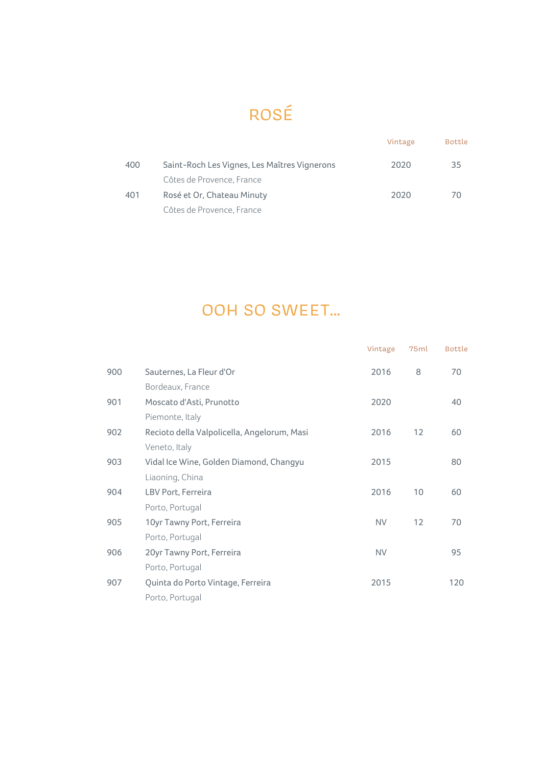# ROSÉ

| | | Vintage | Bottle |
|---|---|---|---|
| 400 | Saint-Roch Les Vignes, Les Maîtres Vignerons<br>Côtes de Provence, France | 2020 | 35 |
| 401 | Rosé et Or, Chateau Minuty<br>Côtes de Provence, France | 2020 | 70 |

# OOH SO SWEET...

| | | Vintage | 75ml | Bottle |
|---|---|---|---|---|
| 900 | Sauternes, La Fleur d'Or<br>Bordeaux, France | 2016 | 8 | 70 |
| 901 | Moscato d'Asti, Prunotto<br>Piemonte, Italy | 2020 | | 40 |
| 902 | Recioto della Valpolicella, Angelorum, Masi<br>Veneto, Italy | 2016 | 12 | 60 |
| 903 | Vidal Ice Wine, Golden Diamond, Changyu<br>Liaoning, China | 2015 | | 80 |
| 904 | LBV Port, Ferreira<br>Porto, Portugal | 2016 | 10 | 60 |
| 905 | 10yr Tawny Port, Ferreira<br>Porto, Portugal | NV | 12 | 70 |
| 906 | 20yr Tawny Port, Ferreira<br>Porto, Portugal | NV | | 95 |
| 907 | Quinta do Porto Vintage, Ferreira<br>Porto, Portugal | 2015 | | 120 |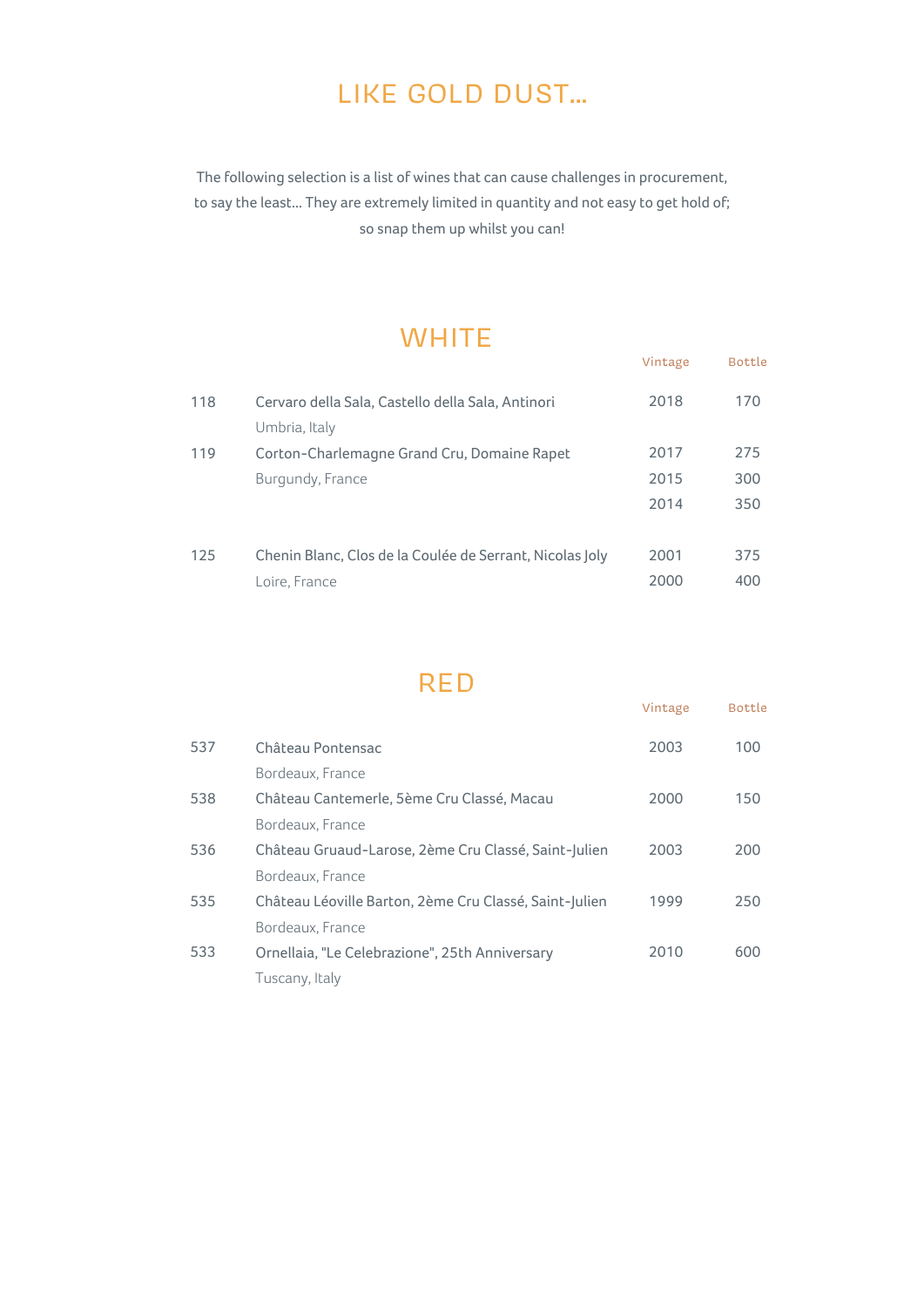# LIKE GOLD DUST…

The following selection is a list of wines that can cause challenges in procurement, to say the least… They are extremely limited in quantity and not easy to get hold of; so snap them up whilst you can!

## WHITE

| | | Vintage | Bottle |
|---|---|---|---|
| 118 | Cervaro della Sala, Castello della Sala, Antinori<br>Umbria, Italy | 2018 | 170 |
| 119 | Corton-Charlemagne Grand Cru, Domaine Rapet<br>Burgundy, France | 2017 | 275 |
| | | 2015 | 300 |
| | | 2014 | 350 |
| 125 | Chenin Blanc, Clos de la Coulée de Serrant, Nicolas Joly<br>Loire, France | 2001 | 375 |
| | | 2000 | 400 |

## RED

| | | Vintage | Bottle |
|---|---|---|---|
| 537 | Château Pontensac<br>Bordeaux, France | 2003 | 100 |
| 538 | Château Cantemerle, 5ème Cru Classé, Macau<br>Bordeaux, France | 2000 | 150 |
| 536 | Château Gruaud-Larose, 2ème Cru Classé, Saint-Julien<br>Bordeaux, France | 2003 | 200 |
| 535 | Château Léoville Barton, 2ème Cru Classé, Saint-Julien<br>Bordeaux, France | 1999 | 250 |
| 533 | Ornellaia, "Le Celebrazione", 25th Anniversary<br>Tuscany, Italy | 2010 | 600 |